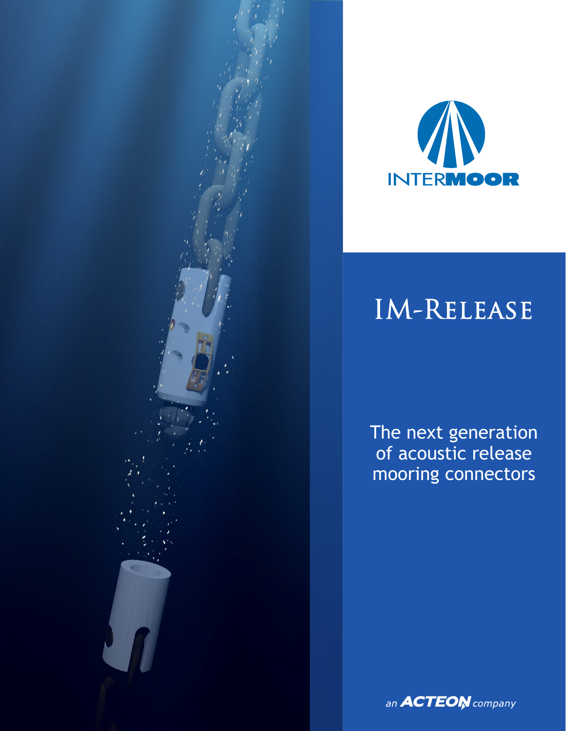INTERMOOR

# IM-Release

The next generation of acoustic release mooring connectors

an ACTEON company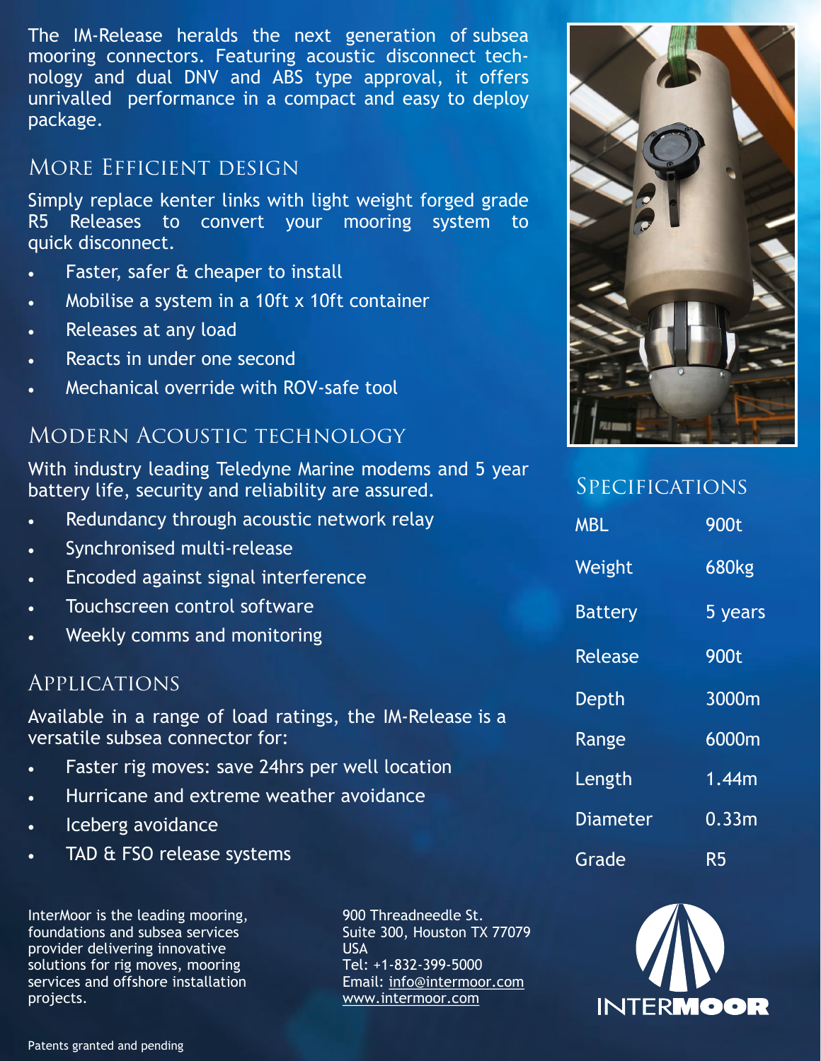The IM-Release heralds the next generation of subsea mooring connectors. Featuring acoustic disconnect technology and dual DNV and ABS type approval, it offers unrivalled performance in a compact and easy to deploy package.

## More Efficient Design

Simply replace kenter links with light weight forged grade R5 Releases to convert your mooring system to quick disconnect.

- Faster, safer & cheaper to install
- Mobilise a system in a 10ft x 10ft container
- Releases at any load
- Reacts in under one second
- Mechanical override with ROV-safe tool

## Modern Acoustic Technology

With industry leading Teledyne Marine modems and 5 year battery life, security and reliability are assured.

- Redundancy through acoustic network relay
- Synchronised multi-release
- Encoded against signal interference
- Touchscreen control software
- Weekly comms and monitoring

## Applications

Available in a range of load ratings, the IM-Release is a versatile subsea connector for:

- Faster rig moves: save 24hrs per well location
- Hurricane and extreme weather avoidance
- Iceberg avoidance
- TAD & FSO release systems

## Specifications

| | |
|---|---|
| MBL | 900t |
| Weight | 680kg |
| Battery | 5 years |
| Release | 900t |
| Depth | 3000m |
| Range | 6000m |
| Length | 1.44m |
| Diameter | 0.33m |
| Grade | R5 |

InterMoor is the leading mooring, foundations and subsea services provider delivering innovative solutions for rig moves, mooring services and offshore installation projects.

900 Threadneedle St.
Suite 300, Houston TX 77079
USA
Tel: +1-832-399-5000
Email: info@intermoor.com
www.intermoor.com

INTERMOOR

Patents granted and pending